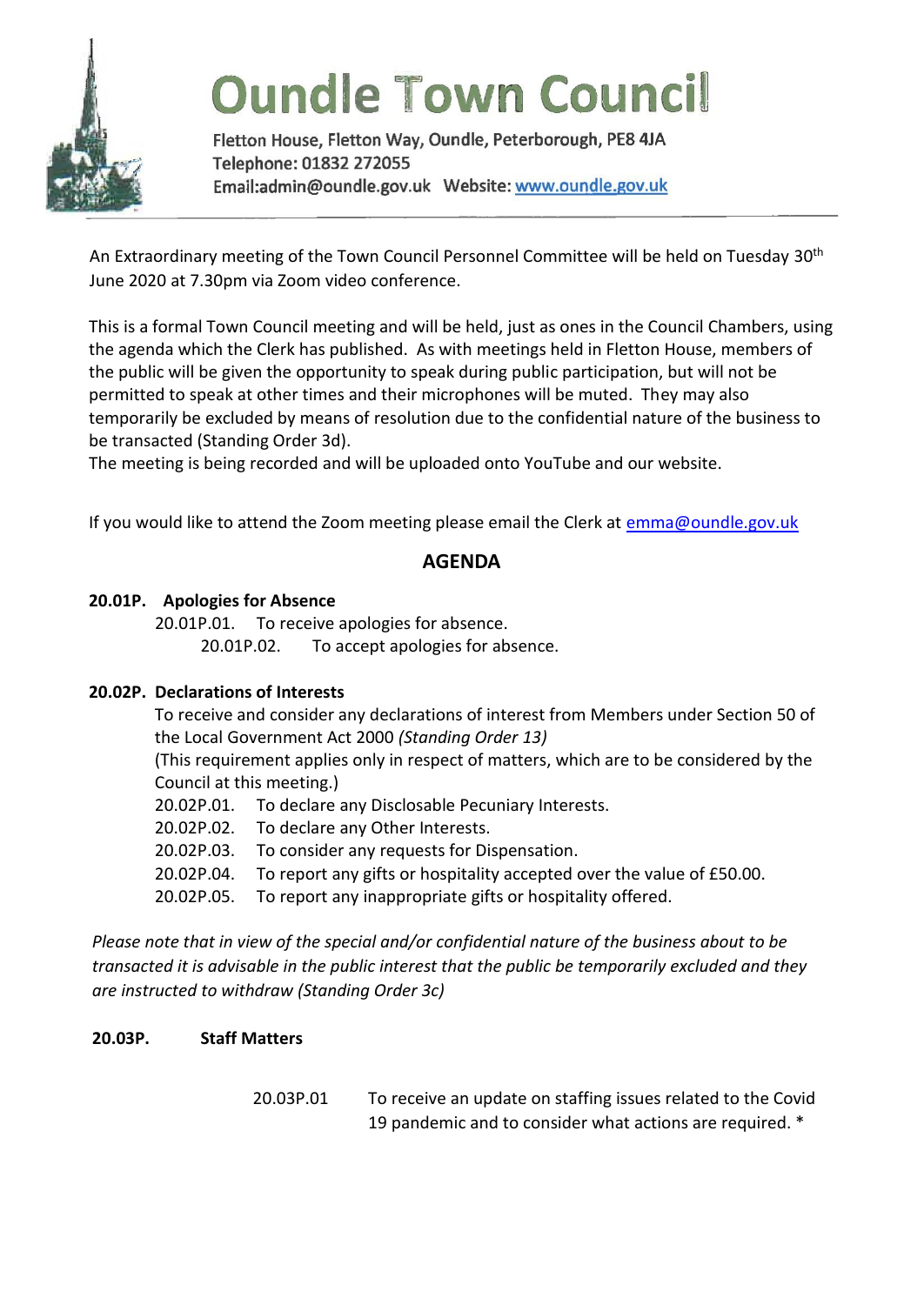# Oundle Town Council

Fletton House, Fletton Way, Oundle, Peterborough, PE8 4JA
Telephone: 01832 272055
Email:admin@oundle.gov.uk Website: www.oundle.gov.uk

---

An Extraordinary meeting of the Town Council Personnel Committee will be held on Tuesday 30th June 2020 at 7.30pm via Zoom video conference.

This is a formal Town Council meeting and will be held, just as ones in the Council Chambers, using the agenda which the Clerk has published. As with meetings held in Fletton House, members of the public will be given the opportunity to speak during public participation, but will not be permitted to speak at other times and their microphones will be muted. They may also temporarily be excluded by means of resolution due to the confidential nature of the business to be transacted (Standing Order 3d).
The meeting is being recorded and will be uploaded onto YouTube and our website.

If you would like to attend the Zoom meeting please email the Clerk at emma@oundle.gov.uk

## AGENDA

**20.01P. Apologies for Absence**

20.01P.01. To receive apologies for absence.
20.01P.02. To accept apologies for absence.

**20.02P. Declarations of Interests**

To receive and consider any declarations of interest from Members under Section 50 of the Local Government Act 2000 *(Standing Order 13)*
(This requirement applies only in respect of matters, which are to be considered by the Council at this meeting.)

20.02P.01. To declare any Disclosable Pecuniary Interests.
20.02P.02. To declare any Other Interests.
20.02P.03. To consider any requests for Dispensation.
20.02P.04. To report any gifts or hospitality accepted over the value of £50.00.
20.02P.05. To report any inappropriate gifts or hospitality offered.

*Please note that in view of the special and/or confidential nature of the business about to be transacted it is advisable in the public interest that the public be temporarily excluded and they are instructed to withdraw (Standing Order 3c)*

**20.03P. Staff Matters**

20.03P.01 To receive an update on staffing issues related to the Covid 19 pandemic and to consider what actions are required. *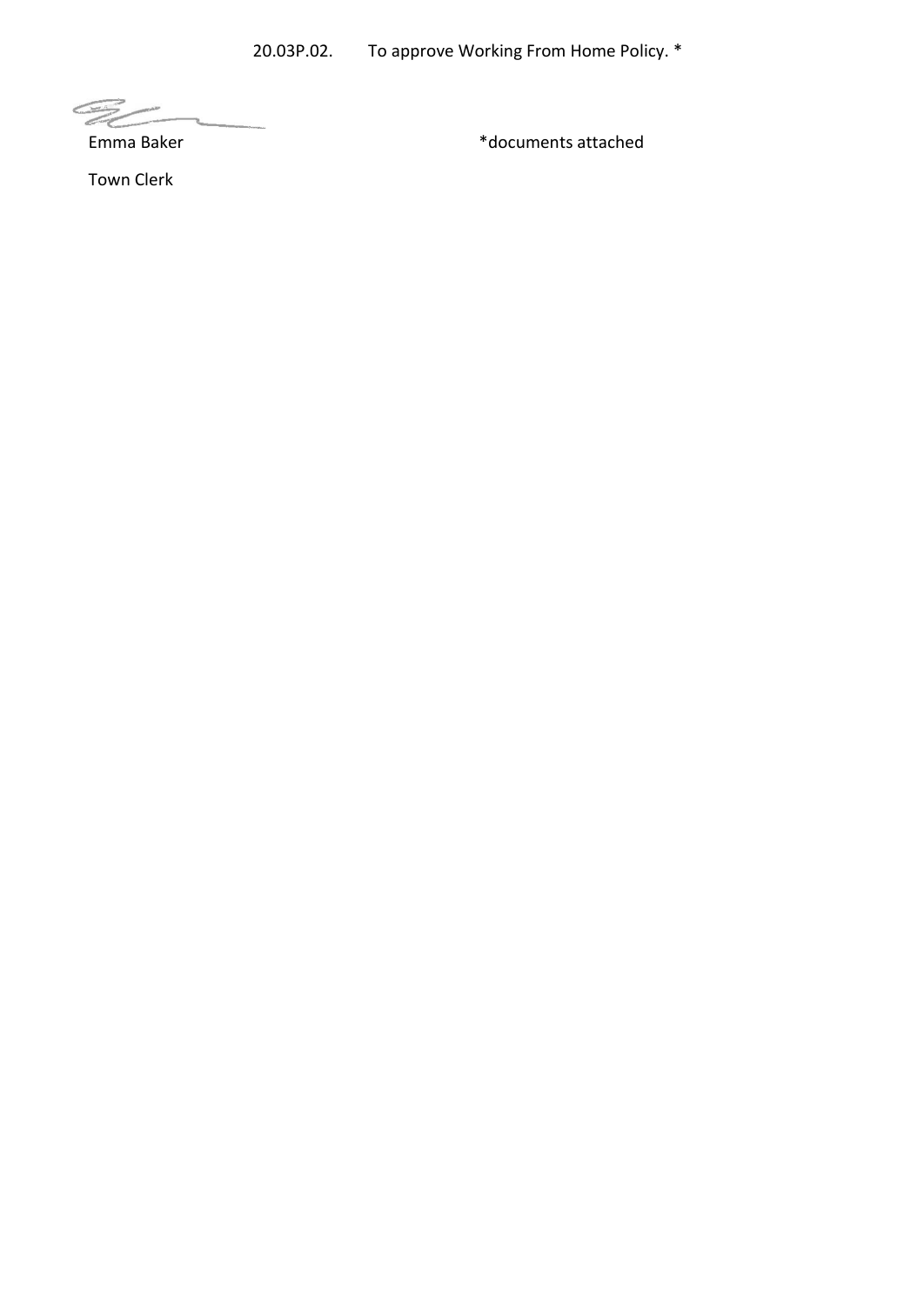20.03P.02. To approve Working From Home Policy. *

Emma Baker

Town Clerk

*documents attached